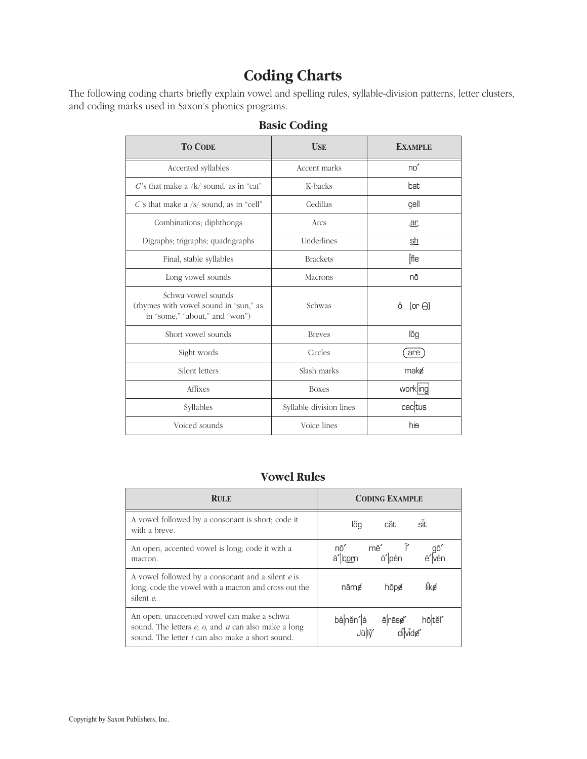# Coding Charts

The following coding charts briefly explain vowel and spelling rules, syllable-division patterns, letter clusters, and coding marks used in Saxon's phonics programs.

## Basic Coding

| To Code | Use | Example |
|---|---|---|
| Accented syllables | Accent marks | no´ |
| *C*'s that make a /k/ sound, as in "cat" | K-backs | cat |
| *C*'s that make a /s/ sound, as in "cell" | Cedillas | çell |
| Combinations; diphthongs | Arcs | ar |
| Digraphs; trigraphs; quadrigraphs | Underlines | sh |
| Final, stable syllables | Brackets | [fle |
| Long vowel sounds | Macrons | nō |
| Schwa vowel sounds (rhymes with vowel sound in "sun," as in "some," "about," and "won") | Schwas | o̊ (or ə) |
| Short vowel sounds | Breves | lŏg |
| Sight words | Circles | (are) |
| Silent letters | Slash marks | makø |
| Affixes | Boxes | work[ing] |
| Syllables | Syllable division lines | cac\|tus |
| Voiced sounds | Voice lines | his |

## Vowel Rules

| Rule | Coding Example |
|---|---|
| A vowel followed by a consonant is short; code it with a breve. | lŏg  căt  sĭt |
| An open, accented vowel is long; code it with a macron. | nō´  mē´  ī´  gō´  ā´\|corn  ō´\|pe̊n  ē´\|ve̊n |
| A vowel followed by a consonant and a silent *e* is long; code the vowel with a macron and cross out the silent *e*. | nāmø  hōpø  līkø |
| An open, unaccented vowel can make a schwa sound. The letters *e, o,* and *u* can also make a long sound. The letter *i* can also make a short sound. | bå\|năn´\|å  ē\|rāsø´  hō\|tĕl´  Jū\|lȳ´  dĭ\|vīdø´ |

Copyright by Saxon Publishers, Inc.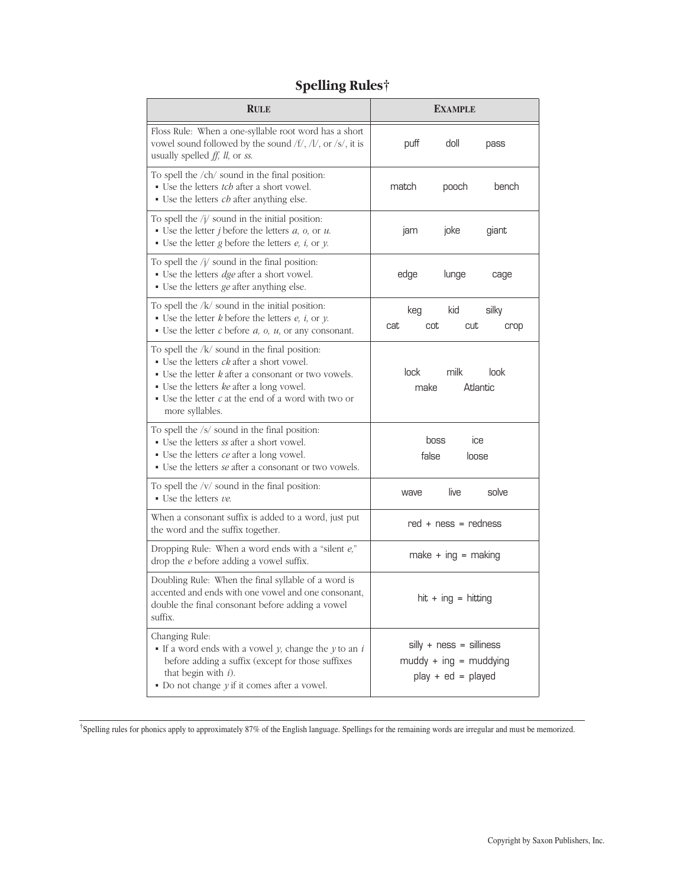# Spelling Rules†

| Rule | Example |
|---|---|
| Floss Rule: When a one-syllable root word has a short vowel sound followed by the sound /f/, /l/, or /s/, it is usually spelled *ff, ll,* or *ss.* | puff doll pass |
| To spell the /ch/ sound in the final position:<br>▪ Use the letters *tch* after a short vowel.<br>▪ Use the letters *ch* after anything else. | match pooch bench |
| To spell the /j/ sound in the initial position:<br>▪ Use the letter *j* before the letters *a, o,* or *u.*<br>▪ Use the letter *g* before the letters *e, i,* or *y.* | jam joke giant |
| To spell the /j/ sound in the final position:<br>▪ Use the letters *dge* after a short vowel.<br>▪ Use the letters *ge* after anything else. | edge lunge cage |
| To spell the /k/ sound in the initial position:<br>▪ Use the letter *k* before the letters *e, i,* or *y.*<br>▪ Use the letter *c* before *a, o, u,* or any consonant. | keg kid silky<br>cat cot cut crop |
| To spell the /k/ sound in the final position:<br>▪ Use the letters *ck* after a short vowel.<br>▪ Use the letter *k* after a consonant or two vowels.<br>▪ Use the letters *ke* after a long vowel.<br>▪ Use the letter *c* at the end of a word with two or more syllables. | lock milk look<br>make Atlantic |
| To spell the /s/ sound in the final position:<br>▪ Use the letters *ss* after a short vowel.<br>▪ Use the letters *ce* after a long vowel.<br>▪ Use the letters *se* after a consonant or two vowels. | boss ice<br>false loose |
| To spell the /v/ sound in the final position:<br>▪ Use the letters *ve.* | wave live solve |
| When a consonant suffix is added to a word, just put the word and the suffix together. | red + ness = redness |
| Dropping Rule: When a word ends with a "silent *e,*" drop the *e* before adding a vowel suffix. | make + ing = making |
| Doubling Rule: When the final syllable of a word is accented and ends with one vowel and one consonant, double the final consonant before adding a vowel suffix. | hit + ing = hitting |
| Changing Rule:<br>▪ If a word ends with a vowel *y,* change the *y* to an *i* before adding a suffix (except for those suffixes that begin with *i*).<br>▪ Do not change *y* if it comes after a vowel. | silly + ness = silliness<br>muddy + ing = muddying<br>play + ed = played |

†Spelling rules for phonics apply to approximately 87% of the English language. Spellings for the remaining words are irregular and must be memorized.

Copyright by Saxon Publishers, Inc.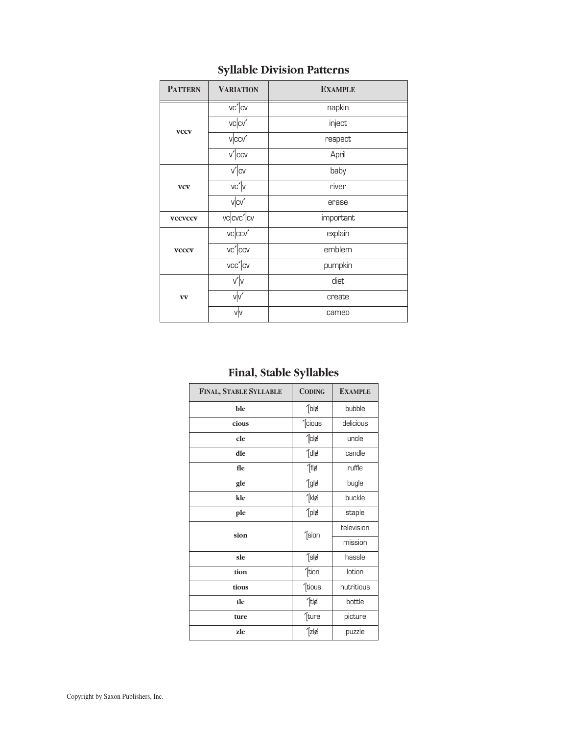## Syllable Division Patterns

| PATTERN | VARIATION | EXAMPLE |
|---|---|---|
| vccv | vc´\|cv | napkin |
| | vc\|cv´ | inject |
| | v\|ccv´ | respect |
| | v´\|ccv | April |
| vcv | v´\|cv | baby |
| | vc´\|v | river |
| | v\|cv´ | erase |
| vccvccv | vc\|cvc´\|cv | important |
| vcccv | vc\|ccv´ | explain |
| | vc´\|ccv | emblem |
| | vcc´\|cv | pumpkin |
| vv | v´\|v | diet |
| | v\|v´ | create |
| | v\|v | cameo |

## Final, Stable Syllables

| FINAL, STABLE SYLLABLE | CODING | EXAMPLE |
|---|---|---|
| **ble** | ´[blę̸ | bubble |
| **cious** | ´[cious | delicious |
| **cle** | ´[clę̸ | uncle |
| **dle** | ´[dlę̸ | candle |
| **fle** | ´[flę̸ | ruffle |
| **gle** | ´[glę̸ | bugle |
| **kle** | ´[klę̸ | buckle |
| **ple** | ´[plę̸ | staple |
| **sion** | ´[sion | television |
| | | mission |
| **sle** | ´[slę̸ | hassle |
| **tion** | ´[tion | lotion |
| **tious** | ´[tious | nutritious |
| **tle** | ´[tlę̸ | bottle |
| **ture** | ´[ture | picture |
| **zle** | ´[zlę̸ | puzzle |

Copyright by Saxon Publishers, Inc.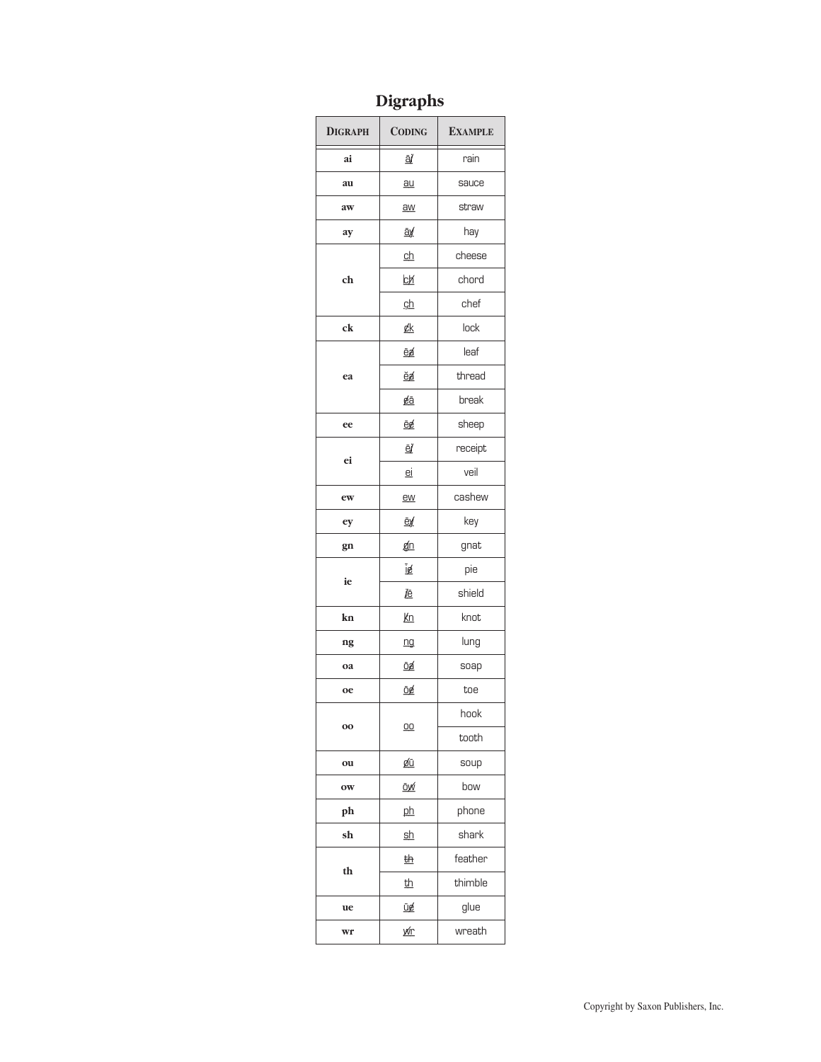# Digraphs

| DIGRAPH | CODING | EXAMPLE |
|---|---|---|
| ai | āi̸ | rain |
| au | au | sauce |
| aw | aw | straw |
| ay | āy̸ | hay |
| ch | ch | cheese |
| | ķh̸ | chord |
| | ch | chef |
| ck | c̸k | lock |
| ea | ēa̸ | leaf |
| | ĕa̸ | thread |
| | e̸ā | break |
| ee | ēe̸ | sheep |
| ei | ēi̸ | receipt |
| | ei | veil |
| ew | ew | cashew |
| ey | ēy̸ | key |
| gn | g̸n | gnat |
| ie | īe̸ | pie |
| | i̸ē | shield |
| kn | k̸n | knot |
| ng | ng | lung |
| oa | ōa̸ | soap |
| oe | ōe̸ | toe |
| oo | oo | hook |
| | | tooth |
| ou | o̸ū | soup |
| ow | ōw̸ | bow |
| ph | ph | phone |
| sh | sh | shark |
| th | th | feather |
| | th | thimble |
| ue | ūe̸ | glue |
| wr | w̸r | wreath |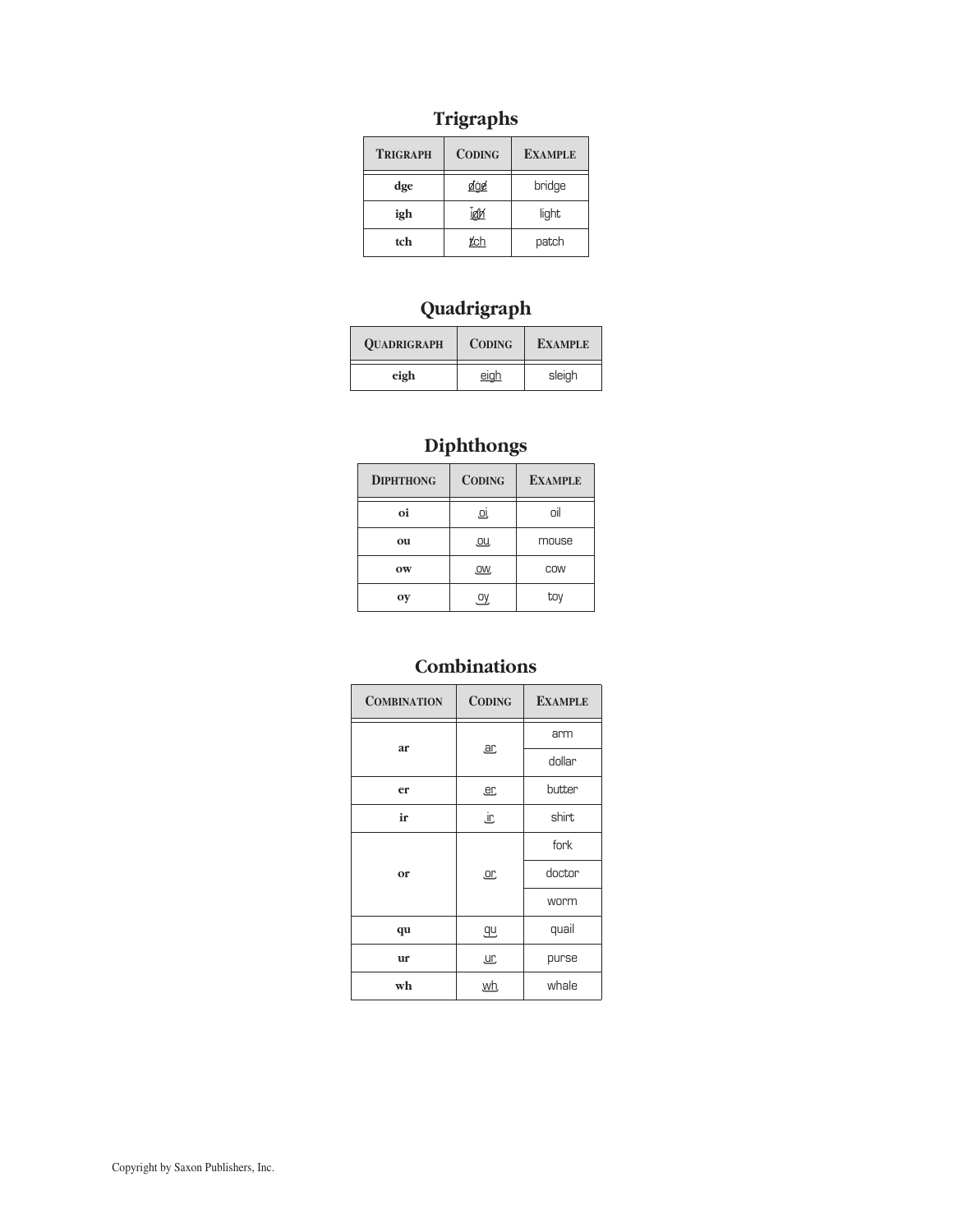## Trigraphs

| Trigraph | Coding | Example |
|---|---|---|
| **dge** | d̸gė̸ | bridge |
| **igh** | ī̲g̸h̸ | light |
| **tch** | t̸c̲h̲ | patch |

## Quadrigraph

| Quadrigraph | Coding | Example |
|---|---|---|
| **eigh** | e̲i̲g̲h̲ | sleigh |

## Diphthongs

| Diphthong | Coding | Example |
|---|---|---|
| **oi** | o̲i̲ | oil |
| **ou** | o̲u̲ | mouse |
| **ow** | o̲w̲ | cow |
| **oy** | o̲y̲ | toy |

## Combinations

| Combination | Coding | Example |
|---|---|---|
| **ar** | a̲r̲ | arm |
| | | dollar |
| **er** | e̲r̲ | butter |
| **ir** | i̲r̲ | shirt |
| **or** | o̲r̲ | fork |
| | | doctor |
| | | worm |
| **qu** | q̲u̲ | quail |
| **ur** | u̲r̲ | purse |
| **wh** | w̲h̲ | whale |

Copyright by Saxon Publishers, Inc.